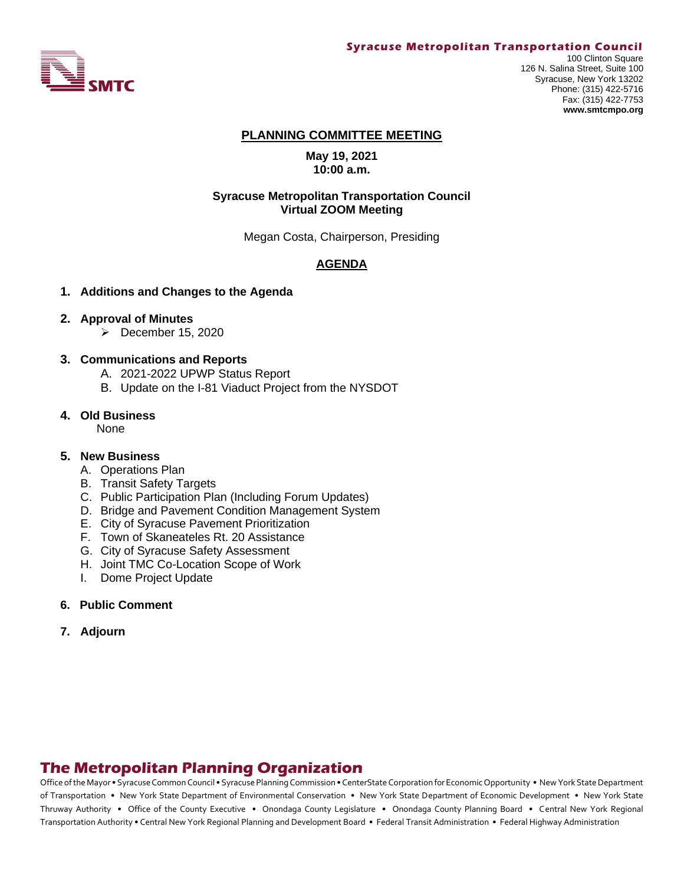**Syracuse Metropolitan Transportation Council**
100 Clinton Square
126 N. Salina Street, Suite 100
Syracuse, New York 13202
Phone: (315) 422-5716
Fax: (315) 422-7753
**www.smtcmpo.org**

SMTC

# PLANNING COMMITTEE MEETING

**May 19, 2021**
**10:00 a.m.**

**Syracuse Metropolitan Transportation Council**
**Virtual ZOOM Meeting**

Megan Costa, Chairperson, Presiding

## AGENDA

1. **Additions and Changes to the Agenda**

2. **Approval of Minutes**
   - December 15, 2020

3. **Communications and Reports**
   A. 2021-2022 UPWP Status Report
   B. Update on the I-81 Viaduct Project from the NYSDOT

4. **Old Business**
   None

5. **New Business**
   A. Operations Plan
   B. Transit Safety Targets
   C. Public Participation Plan (Including Forum Updates)
   D. Bridge and Pavement Condition Management System
   E. City of Syracuse Pavement Prioritization
   F. Town of Skaneateles Rt. 20 Assistance
   G. City of Syracuse Safety Assessment
   H. Joint TMC Co-Location Scope of Work
   I. Dome Project Update

6. **Public Comment**

7. **Adjourn**

## The Metropolitan Planning Organization

Office of the Mayor • Syracuse Common Council • Syracuse Planning Commission • CenterState Corporation for Economic Opportunity • New York State Department of Transportation • New York State Department of Environmental Conservation • New York State Department of Economic Development • New York State Thruway Authority • Office of the County Executive • Onondaga County Legislature • Onondaga County Planning Board • Central New York Regional Transportation Authority • Central New York Regional Planning and Development Board • Federal Transit Administration • Federal Highway Administration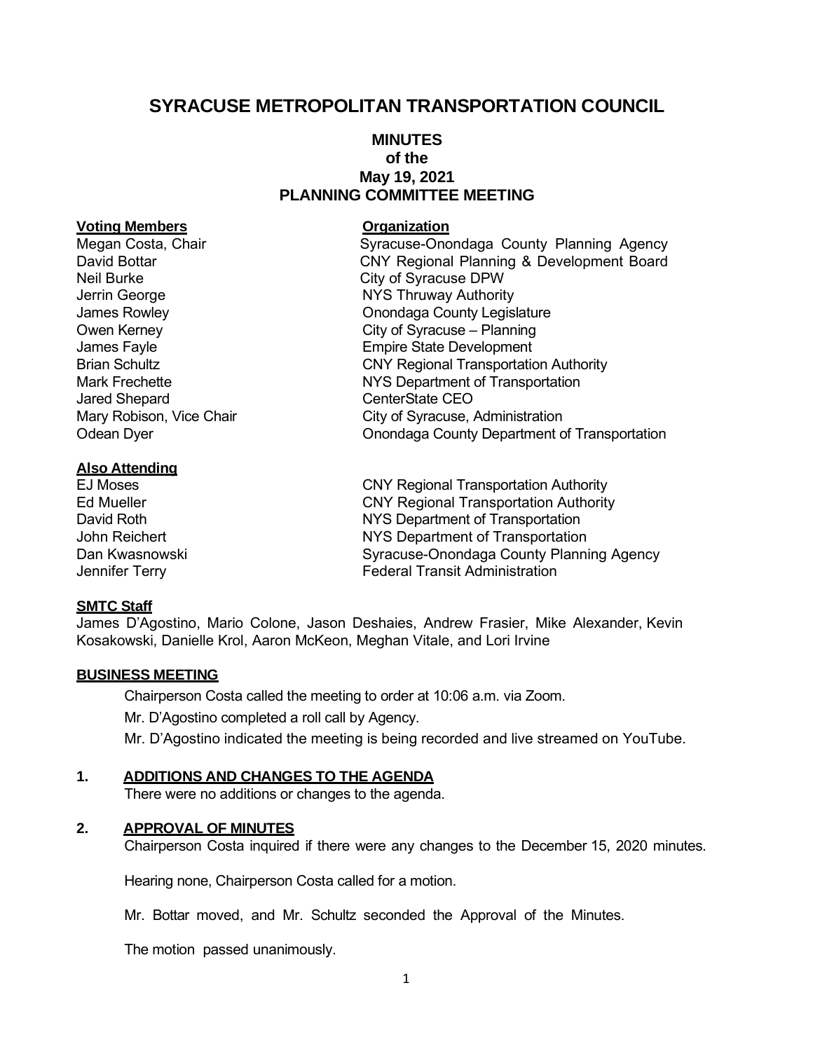# SYRACUSE METROPOLITAN TRANSPORTATION COUNCIL

## MINUTES of the May 19, 2021 PLANNING COMMITTEE MEETING

| Voting Members | Organization |
|---|---|
| Megan Costa, Chair | Syracuse-Onondaga County Planning Agency |
| David Bottar | CNY Regional Planning & Development Board |
| Neil Burke | City of Syracuse DPW |
| Jerrin George | NYS Thruway Authority |
| James Rowley | Onondaga County Legislature |
| Owen Kerney | City of Syracuse – Planning |
| James Fayle | Empire State Development |
| Brian Schultz | CNY Regional Transportation Authority |
| Mark Frechette | NYS Department of Transportation |
| Jared Shepard | CenterState CEO |
| Mary Robison, Vice Chair | City of Syracuse, Administration |
| Odean Dyer | Onondaga County Department of Transportation |

**Also Attending**

| | |
|---|---|
| EJ Moses | CNY Regional Transportation Authority |
| Ed Mueller | CNY Regional Transportation Authority |
| David Roth | NYS Department of Transportation |
| John Reichert | NYS Department of Transportation |
| Dan Kwasnowski | Syracuse-Onondaga County Planning Agency |
| Jennifer Terry | Federal Transit Administration |

**SMTC Staff**

James D'Agostino, Mario Colone, Jason Deshaies, Andrew Frasier, Mike Alexander, Kevin Kosakowski, Danielle Krol, Aaron McKeon, Meghan Vitale, and Lori Irvine

**BUSINESS MEETING**

Chairperson Costa called the meeting to order at 10:06 a.m. via Zoom.

Mr. D'Agostino completed a roll call by Agency.

Mr. D'Agostino indicated the meeting is being recorded and live streamed on YouTube.

**1. ADDITIONS AND CHANGES TO THE AGENDA**

There were no additions or changes to the agenda.

**2. APPROVAL OF MINUTES**

Chairperson Costa inquired if there were any changes to the December 15, 2020 minutes.

Hearing none, Chairperson Costa called for a motion.

Mr. Bottar moved, and Mr. Schultz seconded the Approval of the Minutes.

The motion passed unanimously.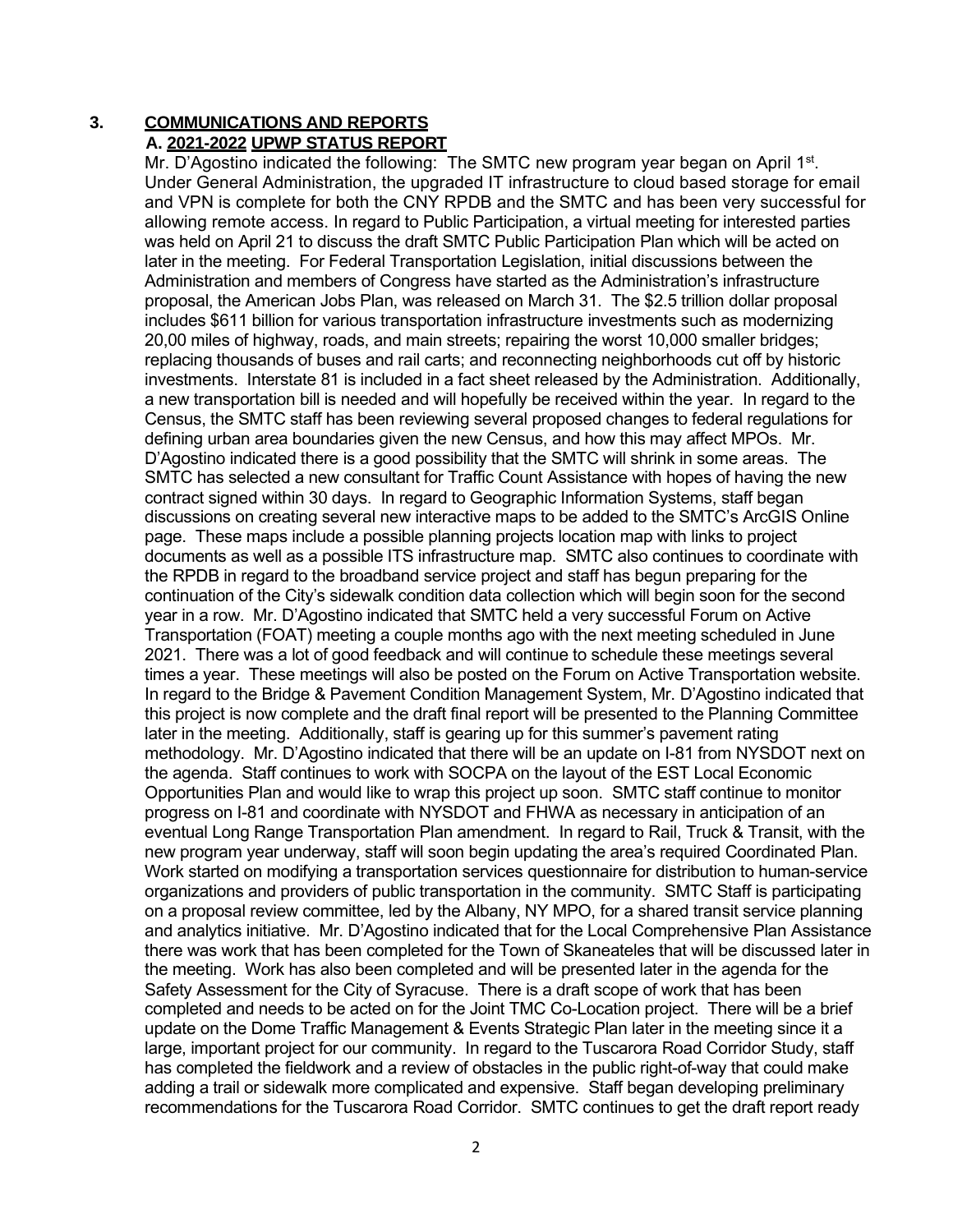## 3. COMMUNICATIONS AND REPORTS

### A. 2021-2022 UPWP STATUS REPORT

Mr. D'Agostino indicated the following: The SMTC new program year began on April 1st. Under General Administration, the upgraded IT infrastructure to cloud based storage for email and VPN is complete for both the CNY RPDB and the SMTC and has been very successful for allowing remote access. In regard to Public Participation, a virtual meeting for interested parties was held on April 21 to discuss the draft SMTC Public Participation Plan which will be acted on later in the meeting. For Federal Transportation Legislation, initial discussions between the Administration and members of Congress have started as the Administration's infrastructure proposal, the American Jobs Plan, was released on March 31. The $2.5 trillion dollar proposal includes $611 billion for various transportation infrastructure investments such as modernizing 20,00 miles of highway, roads, and main streets; repairing the worst 10,000 smaller bridges; replacing thousands of buses and rail carts; and reconnecting neighborhoods cut off by historic investments. Interstate 81 is included in a fact sheet released by the Administration. Additionally, a new transportation bill is needed and will hopefully be received within the year. In regard to the Census, the SMTC staff has been reviewing several proposed changes to federal regulations for defining urban area boundaries given the new Census, and how this may affect MPOs. Mr. D'Agostino indicated there is a good possibility that the SMTC will shrink in some areas. The SMTC has selected a new consultant for Traffic Count Assistance with hopes of having the new contract signed within 30 days. In regard to Geographic Information Systems, staff began discussions on creating several new interactive maps to be added to the SMTC's ArcGIS Online page. These maps include a possible planning projects location map with links to project documents as well as a possible ITS infrastructure map. SMTC also continues to coordinate with the RPDB in regard to the broadband service project and staff has begun preparing for the continuation of the City's sidewalk condition data collection which will begin soon for the second year in a row. Mr. D'Agostino indicated that SMTC held a very successful Forum on Active Transportation (FOAT) meeting a couple months ago with the next meeting scheduled in June 2021. There was a lot of good feedback and will continue to schedule these meetings several times a year. These meetings will also be posted on the Forum on Active Transportation website. In regard to the Bridge & Pavement Condition Management System, Mr. D'Agostino indicated that this project is now complete and the draft final report will be presented to the Planning Committee later in the meeting. Additionally, staff is gearing up for this summer's pavement rating methodology. Mr. D'Agostino indicated that there will be an update on I-81 from NYSDOT next on the agenda. Staff continues to work with SOCPA on the layout of the EST Local Economic Opportunities Plan and would like to wrap this project up soon. SMTC staff continue to monitor progress on I-81 and coordinate with NYSDOT and FHWA as necessary in anticipation of an eventual Long Range Transportation Plan amendment. In regard to Rail, Truck & Transit, with the new program year underway, staff will soon begin updating the area's required Coordinated Plan. Work started on modifying a transportation services questionnaire for distribution to human-service organizations and providers of public transportation in the community. SMTC Staff is participating on a proposal review committee, led by the Albany, NY MPO, for a shared transit service planning and analytics initiative. Mr. D'Agostino indicated that for the Local Comprehensive Plan Assistance there was work that has been completed for the Town of Skaneateles that will be discussed later in the meeting. Work has also been completed and will be presented later in the agenda for the Safety Assessment for the City of Syracuse. There is a draft scope of work that has been completed and needs to be acted on for the Joint TMC Co-Location project. There will be a brief update on the Dome Traffic Management & Events Strategic Plan later in the meeting since it a large, important project for our community. In regard to the Tuscarora Road Corridor Study, staff has completed the fieldwork and a review of obstacles in the public right-of-way that could make adding a trail or sidewalk more complicated and expensive. Staff began developing preliminary recommendations for the Tuscarora Road Corridor. SMTC continues to get the draft report ready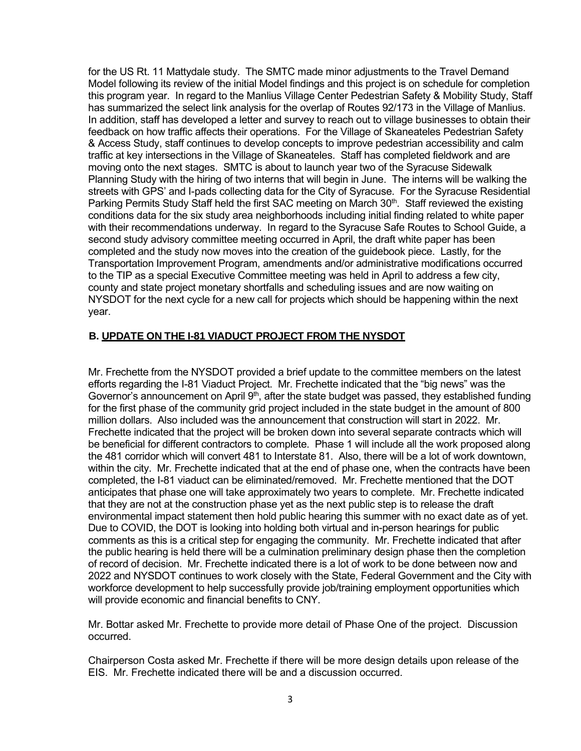for the US Rt. 11 Mattydale study. The SMTC made minor adjustments to the Travel Demand Model following its review of the initial Model findings and this project is on schedule for completion this program year. In regard to the Manlius Village Center Pedestrian Safety & Mobility Study, Staff has summarized the select link analysis for the overlap of Routes 92/173 in the Village of Manlius. In addition, staff has developed a letter and survey to reach out to village businesses to obtain their feedback on how traffic affects their operations. For the Village of Skaneateles Pedestrian Safety & Access Study, staff continues to develop concepts to improve pedestrian accessibility and calm traffic at key intersections in the Village of Skaneateles. Staff has completed fieldwork and are moving onto the next stages. SMTC is about to launch year two of the Syracuse Sidewalk Planning Study with the hiring of two interns that will begin in June. The interns will be walking the streets with GPS' and I-pads collecting data for the City of Syracuse. For the Syracuse Residential Parking Permits Study Staff held the first SAC meeting on March 30th. Staff reviewed the existing conditions data for the six study area neighborhoods including initial finding related to white paper with their recommendations underway. In regard to the Syracuse Safe Routes to School Guide, a second study advisory committee meeting occurred in April, the draft white paper has been completed and the study now moves into the creation of the guidebook piece. Lastly, for the Transportation Improvement Program, amendments and/or administrative modifications occurred to the TIP as a special Executive Committee meeting was held in April to address a few city, county and state project monetary shortfalls and scheduling issues and are now waiting on NYSDOT for the next cycle for a new call for projects which should be happening within the next year.

### B. UPDATE ON THE I-81 VIADUCT PROJECT FROM THE NYSDOT

Mr. Frechette from the NYSDOT provided a brief update to the committee members on the latest efforts regarding the I-81 Viaduct Project. Mr. Frechette indicated that the "big news" was the Governor's announcement on April 9th, after the state budget was passed, they established funding for the first phase of the community grid project included in the state budget in the amount of 800 million dollars. Also included was the announcement that construction will start in 2022. Mr. Frechette indicated that the project will be broken down into several separate contracts which will be beneficial for different contractors to complete. Phase 1 will include all the work proposed along the 481 corridor which will convert 481 to Interstate 81. Also, there will be a lot of work downtown, within the city. Mr. Frechette indicated that at the end of phase one, when the contracts have been completed, the I-81 viaduct can be eliminated/removed. Mr. Frechette mentioned that the DOT anticipates that phase one will take approximately two years to complete. Mr. Frechette indicated that they are not at the construction phase yet as the next public step is to release the draft environmental impact statement then hold public hearing this summer with no exact date as of yet. Due to COVID, the DOT is looking into holding both virtual and in-person hearings for public comments as this is a critical step for engaging the community. Mr. Frechette indicated that after the public hearing is held there will be a culmination preliminary design phase then the completion of record of decision. Mr. Frechette indicated there is a lot of work to be done between now and 2022 and NYSDOT continues to work closely with the State, Federal Government and the City with workforce development to help successfully provide job/training employment opportunities which will provide economic and financial benefits to CNY.

Mr. Bottar asked Mr. Frechette to provide more detail of Phase One of the project. Discussion occurred.

Chairperson Costa asked Mr. Frechette if there will be more design details upon release of the EIS. Mr. Frechette indicated there will be and a discussion occurred.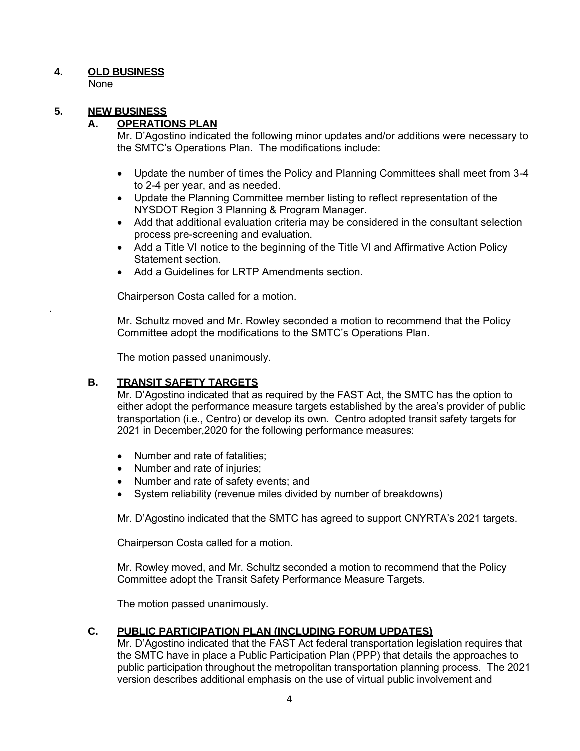## 4. OLD BUSINESS

None

## 5. NEW BUSINESS

### A. OPERATIONS PLAN

Mr. D'Agostino indicated the following minor updates and/or additions were necessary to the SMTC's Operations Plan. The modifications include:

- Update the number of times the Policy and Planning Committees shall meet from 3-4 to 2-4 per year, and as needed.
- Update the Planning Committee member listing to reflect representation of the NYSDOT Region 3 Planning & Program Manager.
- Add that additional evaluation criteria may be considered in the consultant selection process pre-screening and evaluation.
- Add a Title VI notice to the beginning of the Title VI and Affirmative Action Policy Statement section.
- Add a Guidelines for LRTP Amendments section.

Chairperson Costa called for a motion.

Mr. Schultz moved and Mr. Rowley seconded a motion to recommend that the Policy Committee adopt the modifications to the SMTC's Operations Plan.

The motion passed unanimously.

### B. TRANSIT SAFETY TARGETS

Mr. D'Agostino indicated that as required by the FAST Act, the SMTC has the option to either adopt the performance measure targets established by the area's provider of public transportation (i.e., Centro) or develop its own. Centro adopted transit safety targets for 2021 in December,2020 for the following performance measures:

- Number and rate of fatalities;
- Number and rate of injuries;
- Number and rate of safety events; and
- System reliability (revenue miles divided by number of breakdowns)

Mr. D'Agostino indicated that the SMTC has agreed to support CNYRTA's 2021 targets.

Chairperson Costa called for a motion.

Mr. Rowley moved, and Mr. Schultz seconded a motion to recommend that the Policy Committee adopt the Transit Safety Performance Measure Targets.

The motion passed unanimously.

### C. PUBLIC PARTICIPATION PLAN (INCLUDING FORUM UPDATES)

Mr. D'Agostino indicated that the FAST Act federal transportation legislation requires that the SMTC have in place a Public Participation Plan (PPP) that details the approaches to public participation throughout the metropolitan transportation planning process. The 2021 version describes additional emphasis on the use of virtual public involvement and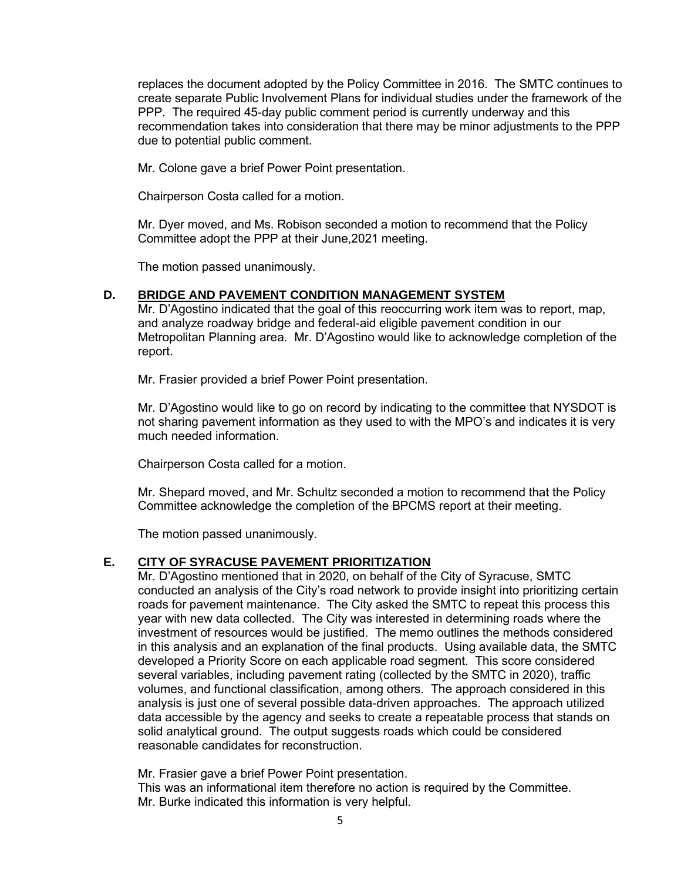replaces the document adopted by the Policy Committee in 2016. The SMTC continues to create separate Public Involvement Plans for individual studies under the framework of the PPP. The required 45-day public comment period is currently underway and this recommendation takes into consideration that there may be minor adjustments to the PPP due to potential public comment.

Mr. Colone gave a brief Power Point presentation.

Chairperson Costa called for a motion.

Mr. Dyer moved, and Ms. Robison seconded a motion to recommend that the Policy Committee adopt the PPP at their June,2021 meeting.

The motion passed unanimously.

**D. BRIDGE AND PAVEMENT CONDITION MANAGEMENT SYSTEM**

Mr. D'Agostino indicated that the goal of this reoccurring work item was to report, map, and analyze roadway bridge and federal-aid eligible pavement condition in our Metropolitan Planning area. Mr. D'Agostino would like to acknowledge completion of the report.

Mr. Frasier provided a brief Power Point presentation.

Mr. D'Agostino would like to go on record by indicating to the committee that NYSDOT is not sharing pavement information as they used to with the MPO's and indicates it is very much needed information.

Chairperson Costa called for a motion.

Mr. Shepard moved, and Mr. Schultz seconded a motion to recommend that the Policy Committee acknowledge the completion of the BPCMS report at their meeting.

The motion passed unanimously.

**E. CITY OF SYRACUSE PAVEMENT PRIORITIZATION**

Mr. D'Agostino mentioned that in 2020, on behalf of the City of Syracuse, SMTC conducted an analysis of the City's road network to provide insight into prioritizing certain roads for pavement maintenance. The City asked the SMTC to repeat this process this year with new data collected. The City was interested in determining roads where the investment of resources would be justified. The memo outlines the methods considered in this analysis and an explanation of the final products. Using available data, the SMTC developed a Priority Score on each applicable road segment. This score considered several variables, including pavement rating (collected by the SMTC in 2020), traffic volumes, and functional classification, among others. The approach considered in this analysis is just one of several possible data-driven approaches. The approach utilized data accessible by the agency and seeks to create a repeatable process that stands on solid analytical ground. The output suggests roads which could be considered reasonable candidates for reconstruction.

Mr. Frasier gave a brief Power Point presentation.
This was an informational item therefore no action is required by the Committee.
Mr. Burke indicated this information is very helpful.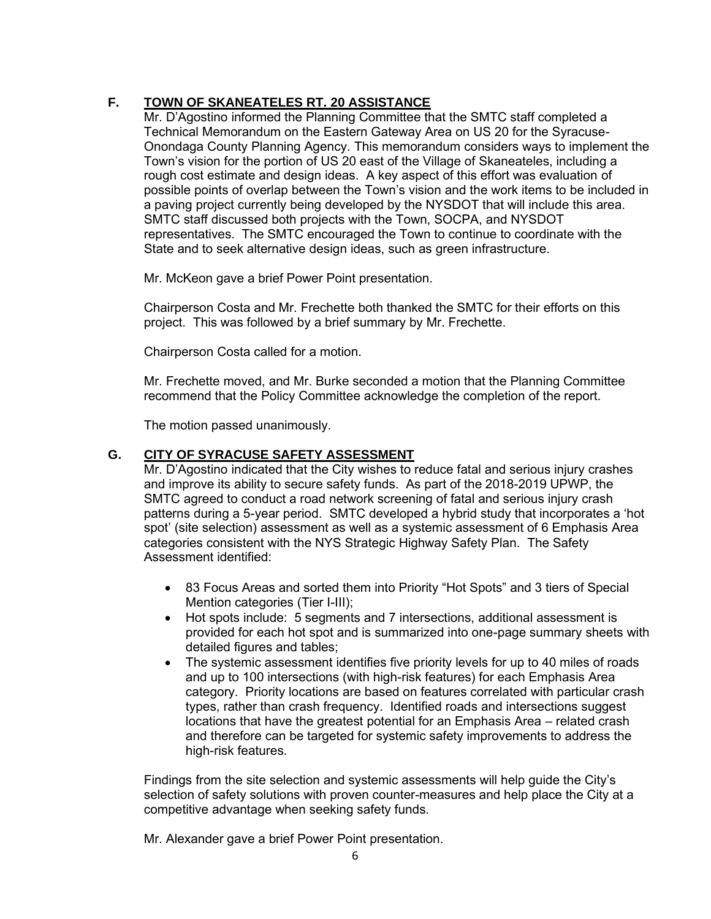## F. <u>TOWN OF SKANEATELES RT. 20 ASSISTANCE</u>

Mr. D'Agostino informed the Planning Committee that the SMTC staff completed a Technical Memorandum on the Eastern Gateway Area on US 20 for the Syracuse-Onondaga County Planning Agency. This memorandum considers ways to implement the Town's vision for the portion of US 20 east of the Village of Skaneateles, including a rough cost estimate and design ideas. A key aspect of this effort was evaluation of possible points of overlap between the Town's vision and the work items to be included in a paving project currently being developed by the NYSDOT that will include this area. SMTC staff discussed both projects with the Town, SOCPA, and NYSDOT representatives. The SMTC encouraged the Town to continue to coordinate with the State and to seek alternative design ideas, such as green infrastructure.

Mr. McKeon gave a brief Power Point presentation.

Chairperson Costa and Mr. Frechette both thanked the SMTC for their efforts on this project. This was followed by a brief summary by Mr. Frechette.

Chairperson Costa called for a motion.

Mr. Frechette moved, and Mr. Burke seconded a motion that the Planning Committee recommend that the Policy Committee acknowledge the completion of the report.

The motion passed unanimously.

## G. <u>CITY OF SYRACUSE SAFETY ASSESSMENT</u>

Mr. D'Agostino indicated that the City wishes to reduce fatal and serious injury crashes and improve its ability to secure safety funds. As part of the 2018-2019 UPWP, the SMTC agreed to conduct a road network screening of fatal and serious injury crash patterns during a 5-year period. SMTC developed a hybrid study that incorporates a 'hot spot' (site selection) assessment as well as a systemic assessment of 6 Emphasis Area categories consistent with the NYS Strategic Highway Safety Plan. The Safety Assessment identified:

- 83 Focus Areas and sorted them into Priority "Hot Spots" and 3 tiers of Special Mention categories (Tier I-III);
- Hot spots include: 5 segments and 7 intersections, additional assessment is provided for each hot spot and is summarized into one-page summary sheets with detailed figures and tables;
- The systemic assessment identifies five priority levels for up to 40 miles of roads and up to 100 intersections (with high-risk features) for each Emphasis Area category. Priority locations are based on features correlated with particular crash types, rather than crash frequency. Identified roads and intersections suggest locations that have the greatest potential for an Emphasis Area – related crash and therefore can be targeted for systemic safety improvements to address the high-risk features.

Findings from the site selection and systemic assessments will help guide the City's selection of safety solutions with proven counter-measures and help place the City at a competitive advantage when seeking safety funds.

Mr. Alexander gave a brief Power Point presentation.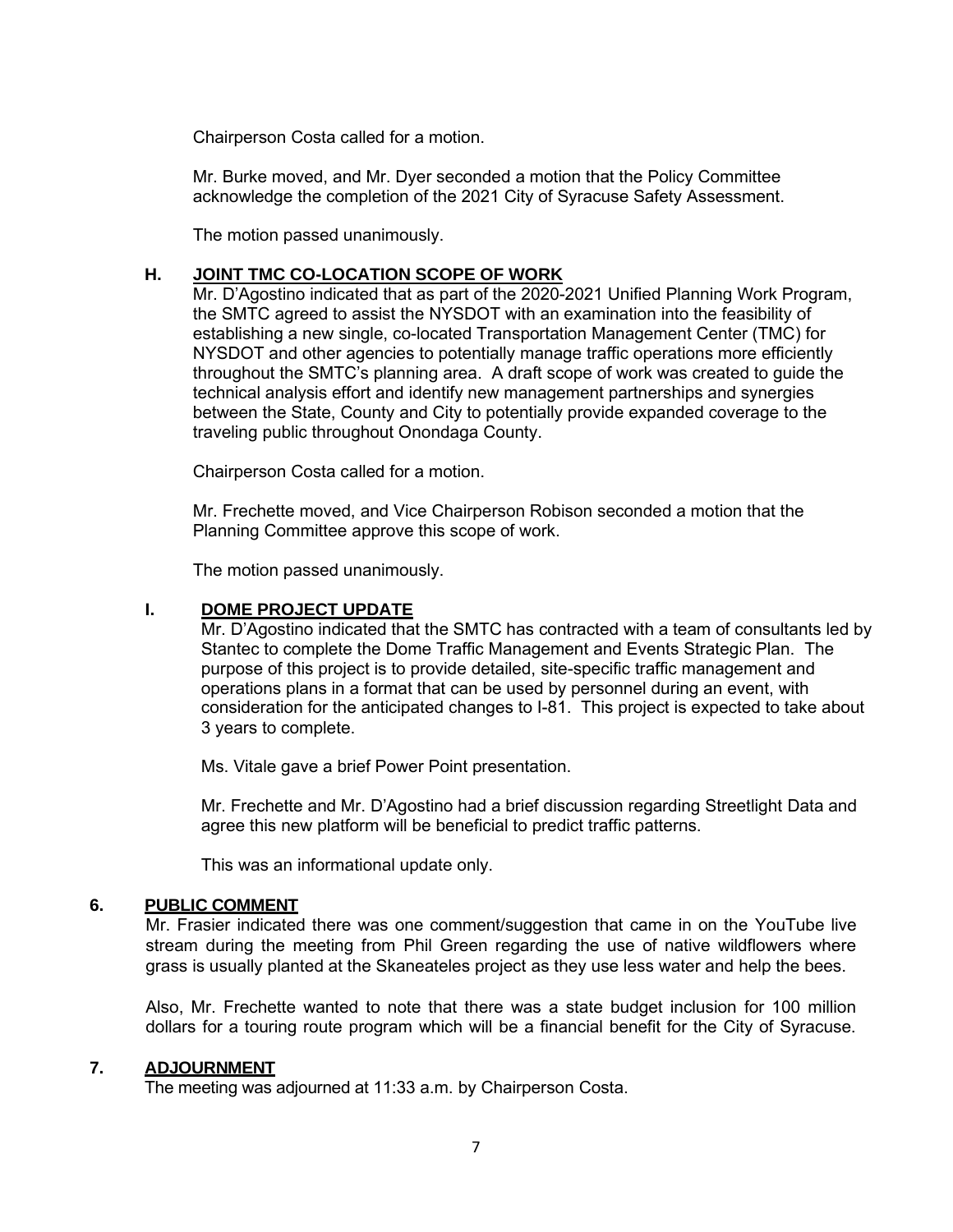Chairperson Costa called for a motion.

Mr. Burke moved, and Mr. Dyer seconded a motion that the Policy Committee acknowledge the completion of the 2021 City of Syracuse Safety Assessment.

The motion passed unanimously.

**H. JOINT TMC CO-LOCATION SCOPE OF WORK**

Mr. D'Agostino indicated that as part of the 2020-2021 Unified Planning Work Program, the SMTC agreed to assist the NYSDOT with an examination into the feasibility of establishing a new single, co-located Transportation Management Center (TMC) for NYSDOT and other agencies to potentially manage traffic operations more efficiently throughout the SMTC's planning area. A draft scope of work was created to guide the technical analysis effort and identify new management partnerships and synergies between the State, County and City to potentially provide expanded coverage to the traveling public throughout Onondaga County.

Chairperson Costa called for a motion.

Mr. Frechette moved, and Vice Chairperson Robison seconded a motion that the Planning Committee approve this scope of work.

The motion passed unanimously.

**I. DOME PROJECT UPDATE**

Mr. D'Agostino indicated that the SMTC has contracted with a team of consultants led by Stantec to complete the Dome Traffic Management and Events Strategic Plan. The purpose of this project is to provide detailed, site-specific traffic management and operations plans in a format that can be used by personnel during an event, with consideration for the anticipated changes to I-81. This project is expected to take about 3 years to complete.

Ms. Vitale gave a brief Power Point presentation.

Mr. Frechette and Mr. D'Agostino had a brief discussion regarding Streetlight Data and agree this new platform will be beneficial to predict traffic patterns.

This was an informational update only.

**6. PUBLIC COMMENT**

Mr. Frasier indicated there was one comment/suggestion that came in on the YouTube live stream during the meeting from Phil Green regarding the use of native wildflowers where grass is usually planted at the Skaneateles project as they use less water and help the bees.

Also, Mr. Frechette wanted to note that there was a state budget inclusion for 100 million dollars for a touring route program which will be a financial benefit for the City of Syracuse.

**7. ADJOURNMENT**

The meeting was adjourned at 11:33 a.m. by Chairperson Costa.